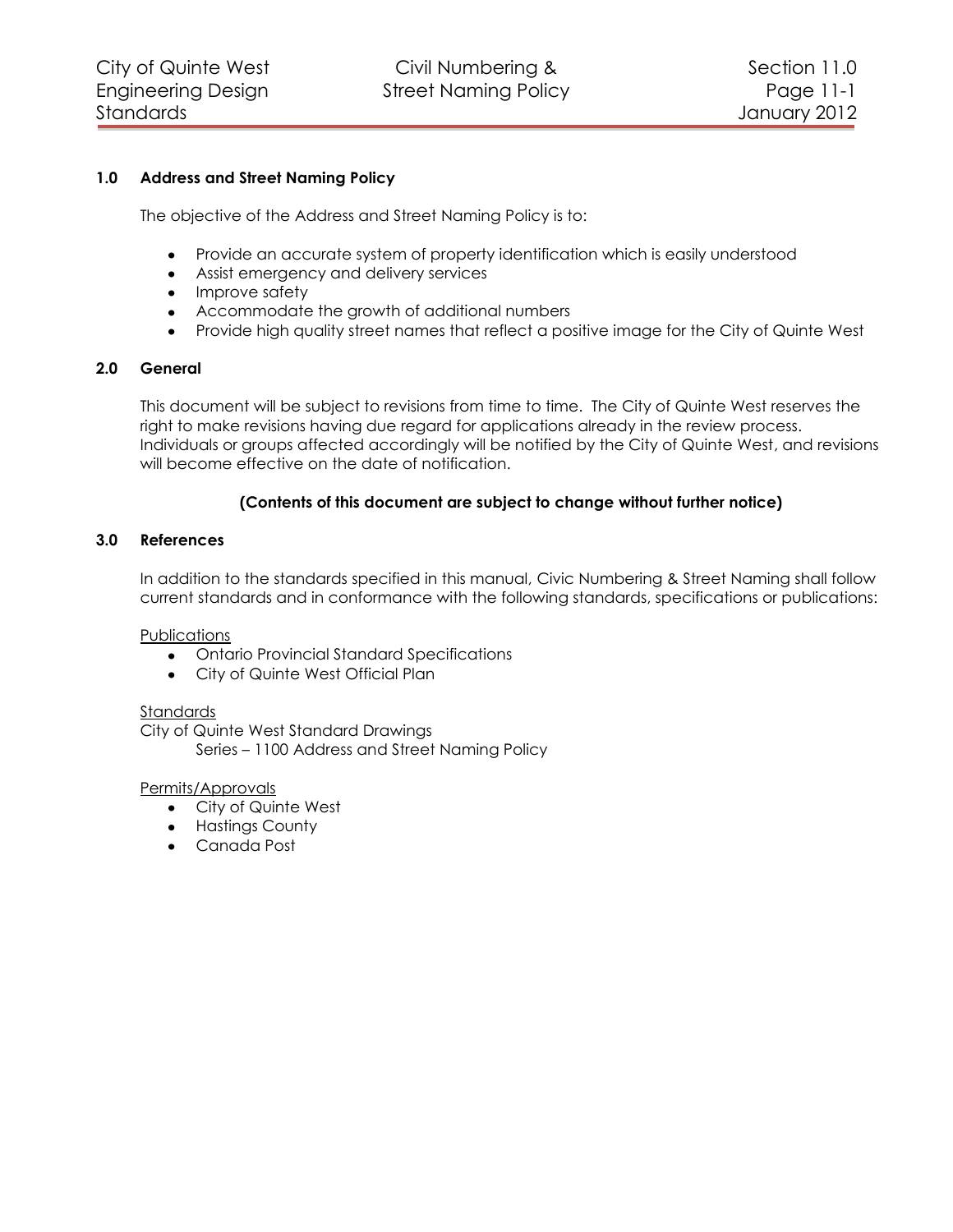## 1.0 Address and Street Naming Policy

The objective of the Address and Street Naming Policy is to:

- Provide an accurate system of property identification which is easily understood
- Assist emergency and delivery services
- Improve safety
- Accommodate the growth of additional numbers
- Provide high quality street names that reflect a positive image for the City of Quinte West

## 2.0 General

This document will be subject to revisions from time to time. The City of Quinte West reserves the right to make revisions having due regard for applications already in the review process. Individuals or groups affected accordingly will be notified by the City of Quinte West, and revisions will become effective on the date of notification.

**(Contents of this document are subject to change without further notice)**

## 3.0 References

In addition to the standards specified in this manual, Civic Numbering & Street Naming shall follow current standards and in conformance with the following standards, specifications or publications:

<u>Publications</u>

- Ontario Provincial Standard Specifications
- City of Quinte West Official Plan

<u>Standards</u>

City of Quinte West Standard Drawings

Series – 1100 Address and Street Naming Policy

<u>Permits/Approvals</u>

- City of Quinte West
- Hastings County
- Canada Post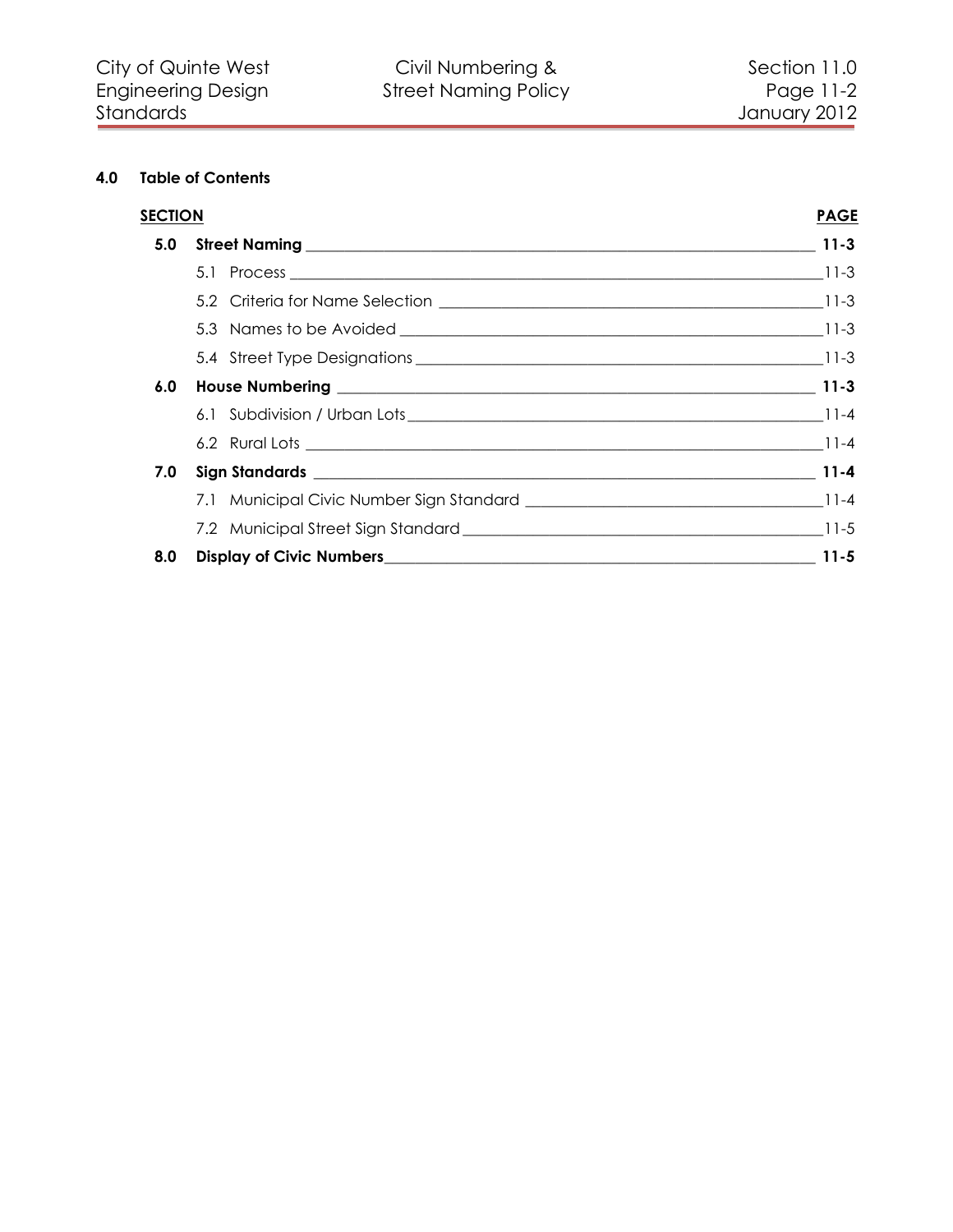## 4.0 Table of Contents

| SECTION | | PAGE |
|---|---|---|
| **5.0** | **Street Naming** | **11-3** |
| | 5.1 Process | 11-3 |
| | 5.2 Criteria for Name Selection | 11-3 |
| | 5.3 Names to be Avoided | 11-3 |
| | 5.4 Street Type Designations | 11-3 |
| **6.0** | **House Numbering** | **11-3** |
| | 6.1 Subdivision / Urban Lots | 11-4 |
| | 6.2 Rural Lots | 11-4 |
| **7.0** | **Sign Standards** | **11-4** |
| | 7.1 Municipal Civic Number Sign Standard | 11-4 |
| | 7.2 Municipal Street Sign Standard | 11-5 |
| **8.0** | **Display of Civic Numbers** | **11-5** |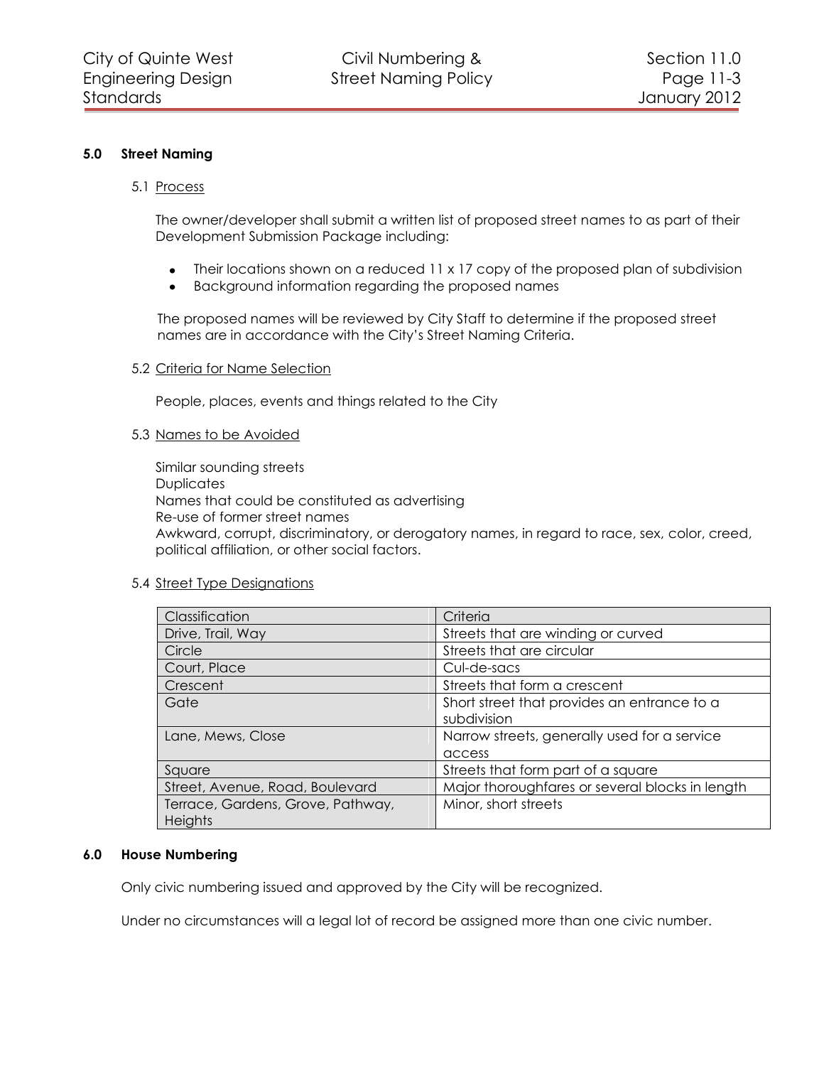## 5.0 Street Naming

### 5.1 Process

The owner/developer shall submit a written list of proposed street names to as part of their Development Submission Package including:

- Their locations shown on a reduced 11 x 17 copy of the proposed plan of subdivision
- Background information regarding the proposed names

The proposed names will be reviewed by City Staff to determine if the proposed street names are in accordance with the City's Street Naming Criteria.

### 5.2 Criteria for Name Selection

People, places, events and things related to the City

### 5.3 Names to be Avoided

Similar sounding streets
Duplicates
Names that could be constituted as advertising
Re-use of former street names
Awkward, corrupt, discriminatory, or derogatory names, in regard to race, sex, color, creed, political affiliation, or other social factors.

### 5.4 Street Type Designations

| Classification | Criteria |
| --- | --- |
| Drive, Trail, Way | Streets that are winding or curved |
| Circle | Streets that are circular |
| Court, Place | Cul-de-sacs |
| Crescent | Streets that form a crescent |
| Gate | Short street that provides an entrance to a subdivision |
| Lane, Mews, Close | Narrow streets, generally used for a service access |
| Square | Streets that form part of a square |
| Street, Avenue, Road, Boulevard | Major thoroughfares or several blocks in length |
| Terrace, Gardens, Grove, Pathway, Heights | Minor, short streets |

## 6.0 House Numbering

Only civic numbering issued and approved by the City will be recognized.

Under no circumstances will a legal lot of record be assigned more than one civic number.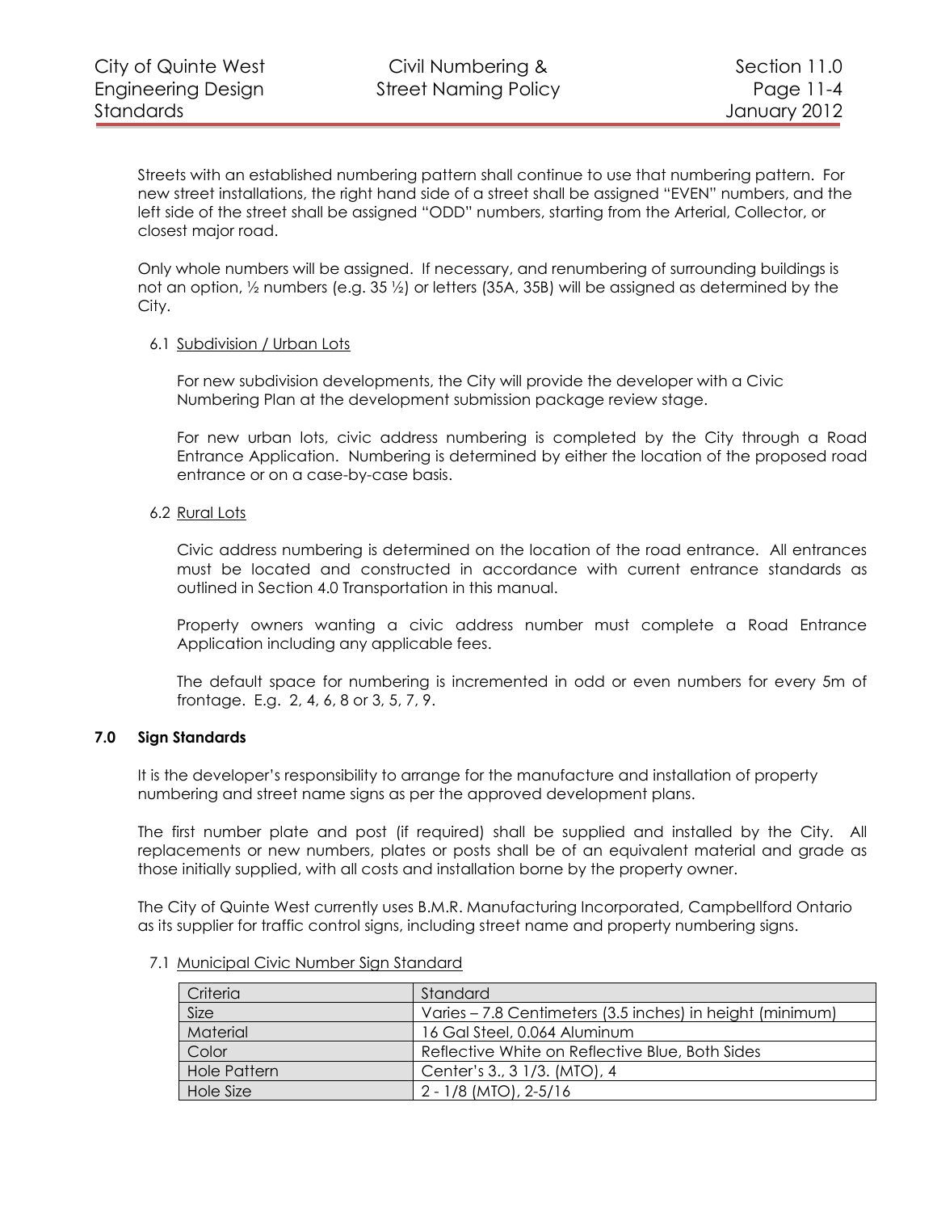Streets with an established numbering pattern shall continue to use that numbering pattern. For new street installations, the right hand side of a street shall be assigned "EVEN" numbers, and the left side of the street shall be assigned "ODD" numbers, starting from the Arterial, Collector, or closest major road.

Only whole numbers will be assigned. If necessary, and renumbering of surrounding buildings is not an option, ½ numbers (e.g. 35 ½) or letters (35A, 35B) will be assigned as determined by the City.

### 6.1 Subdivision / Urban Lots

For new subdivision developments, the City will provide the developer with a Civic Numbering Plan at the development submission package review stage.

For new urban lots, civic address numbering is completed by the City through a Road Entrance Application. Numbering is determined by either the location of the proposed road entrance or on a case-by-case basis.

### 6.2 Rural Lots

Civic address numbering is determined on the location of the road entrance. All entrances must be located and constructed in accordance with current entrance standards as outlined in Section 4.0 Transportation in this manual.

Property owners wanting a civic address number must complete a Road Entrance Application including any applicable fees.

The default space for numbering is incremented in odd or even numbers for every 5m of frontage. E.g. 2, 4, 6, 8 or 3, 5, 7, 9.

## 7.0 Sign Standards

It is the developer's responsibility to arrange for the manufacture and installation of property numbering and street name signs as per the approved development plans.

The first number plate and post (if required) shall be supplied and installed by the City. All replacements or new numbers, plates or posts shall be of an equivalent material and grade as those initially supplied, with all costs and installation borne by the property owner.

The City of Quinte West currently uses B.M.R. Manufacturing Incorporated, Campbellford Ontario as its supplier for traffic control signs, including street name and property numbering signs.

### 7.1 Municipal Civic Number Sign Standard

| Criteria | Standard |
|---|---|
| Size | Varies – 7.8 Centimeters (3.5 inches) in height (minimum) |
| Material | 16 Gal Steel, 0.064 Aluminum |
| Color | Reflective White on Reflective Blue, Both Sides |
| Hole Pattern | Center's 3., 3 1/3. (MTO), 4 |
| Hole Size | 2 - 1/8 (MTO), 2-5/16 |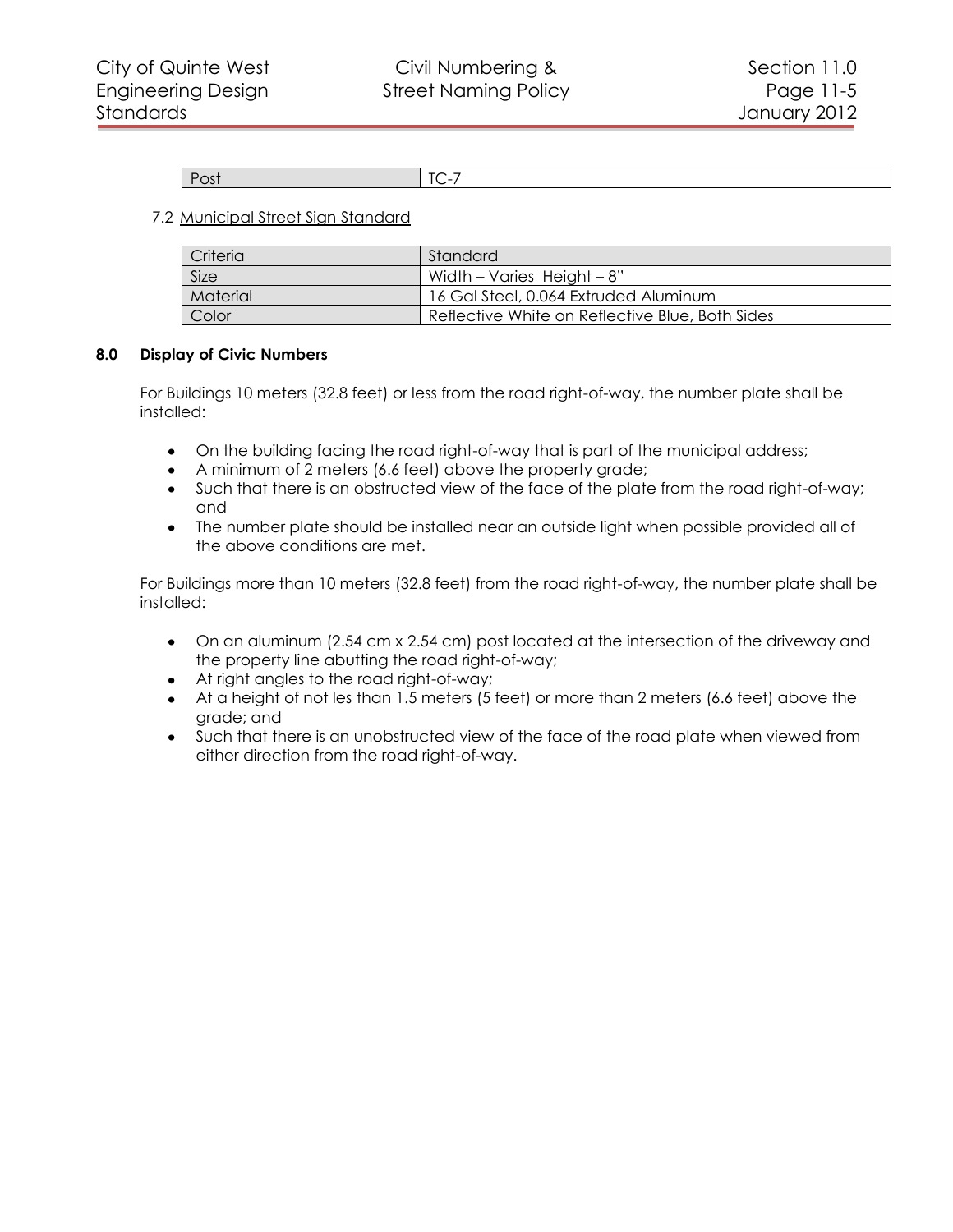| | |
|---|---|
| Post | TC-7 |

7.2 Municipal Street Sign Standard

| Criteria | Standard |
|---|---|
| Size | Width – Varies Height – 8" |
| Material | 16 Gal Steel, 0.064 Extruded Aluminum |
| Color | Reflective White on Reflective Blue, Both Sides |

## 8.0 Display of Civic Numbers

For Buildings 10 meters (32.8 feet) or less from the road right-of-way, the number plate shall be installed:

- On the building facing the road right-of-way that is part of the municipal address;
- A minimum of 2 meters (6.6 feet) above the property grade;
- Such that there is an obstructed view of the face of the plate from the road right-of-way; and
- The number plate should be installed near an outside light when possible provided all of the above conditions are met.

For Buildings more than 10 meters (32.8 feet) from the road right-of-way, the number plate shall be installed:

- On an aluminum (2.54 cm x 2.54 cm) post located at the intersection of the driveway and the property line abutting the road right-of-way;
- At right angles to the road right-of-way;
- At a height of not les than 1.5 meters (5 feet) or more than 2 meters (6.6 feet) above the grade; and
- Such that there is an unobstructed view of the face of the road plate when viewed from either direction from the road right-of-way.